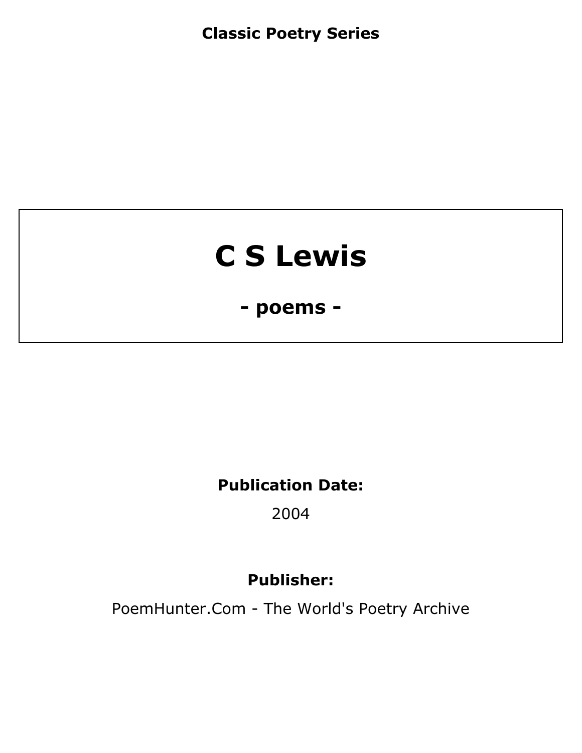**Classic Poetry Series**

# C S Lewis

## - poems -

**Publication Date:**

2004

**Publisher:**

PoemHunter.Com - The World's Poetry Archive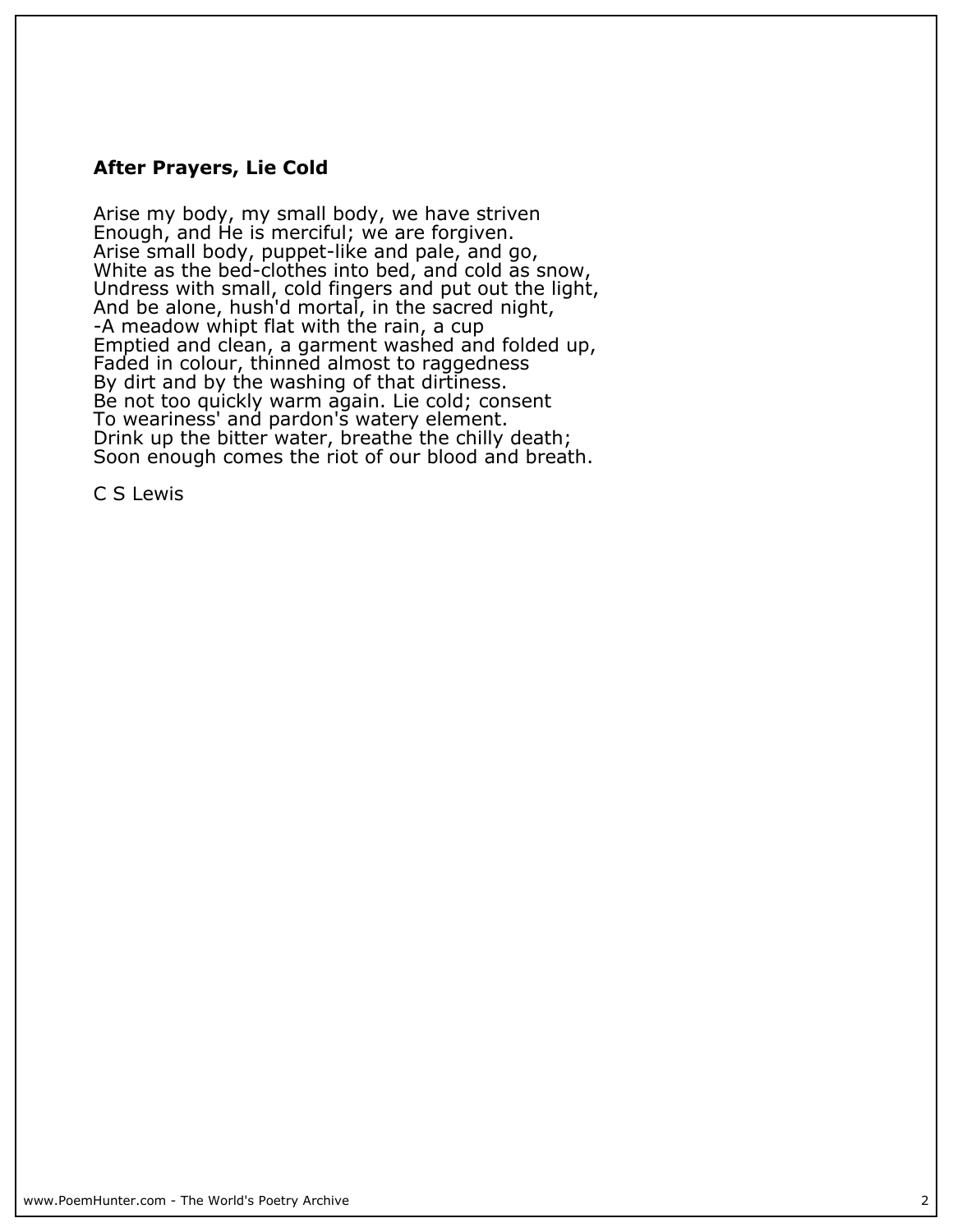## After Prayers, Lie Cold

Arise my body, my small body, we have striven  
Enough, and He is merciful; we are forgiven.  
Arise small body, puppet-like and pale, and go,  
White as the bed-clothes into bed, and cold as snow,  
Undress with small, cold fingers and put out the light,  
And be alone, hush'd mortal, in the sacred night,  
-A meadow whipt flat with the rain, a cup  
Emptied and clean, a garment washed and folded up,  
Faded in colour, thinned almost to raggedness  
By dirt and by the washing of that dirtiness.  
Be not too quickly warm again. Lie cold; consent  
To weariness' and pardon's watery element.  
Drink up the bitter water, breathe the chilly death;  
Soon enough comes the riot of our blood and breath.

C S Lewis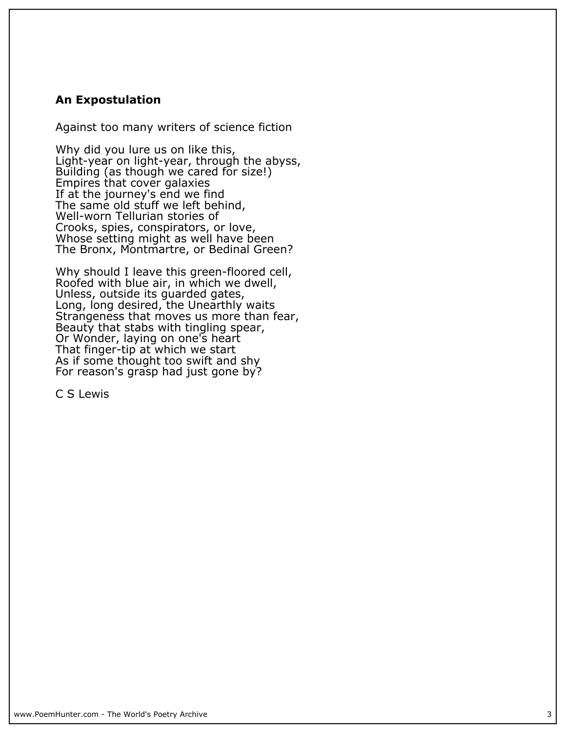### An Expostulation

Against too many writers of science fiction

Why did you lure us on like this,
Light-year on light-year, through the abyss,
Building (as though we cared for size!)
Empires that cover galaxies
If at the journey's end we find
The same old stuff we left behind,
Well-worn Tellurian stories of
Crooks, spies, conspirators, or love,
Whose setting might as well have been
The Bronx, Montmartre, or Bedinal Green?

Why should I leave this green-floored cell,
Roofed with blue air, in which we dwell,
Unless, outside its guarded gates,
Long, long desired, the Unearthly waits
Strangeness that moves us more than fear,
Beauty that stabs with tingling spear,
Or Wonder, laying on one's heart
That finger-tip at which we start
As if some thought too swift and shy
For reason's grasp had just gone by?

C S Lewis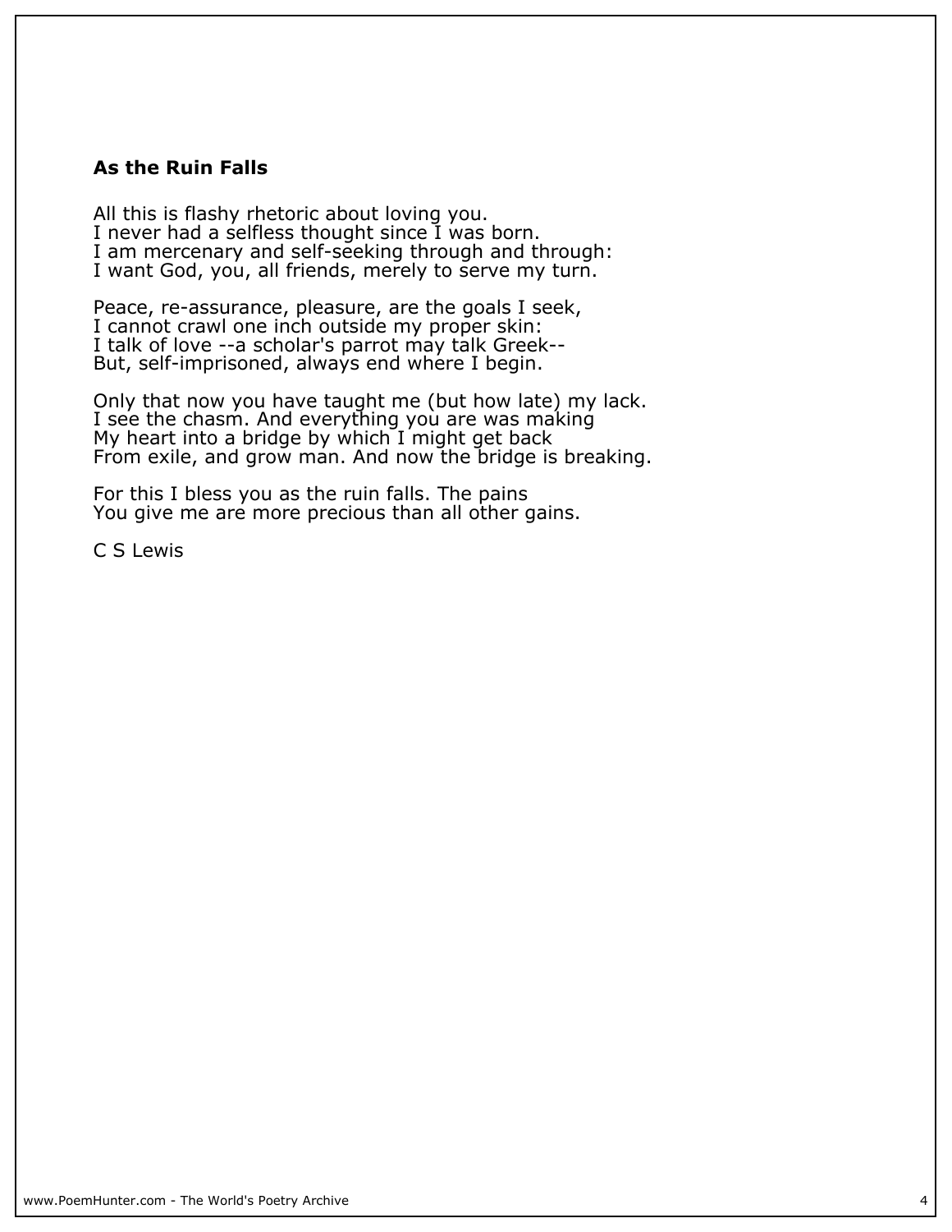**As the Ruin Falls**

All this is flashy rhetoric about loving you.
I never had a selfless thought since I was born.
I am mercenary and self-seeking through and through:
I want God, you, all friends, merely to serve my turn.

Peace, re-assurance, pleasure, are the goals I seek,
I cannot crawl one inch outside my proper skin:
I talk of love --a scholar's parrot may talk Greek--
But, self-imprisoned, always end where I begin.

Only that now you have taught me (but how late) my lack.
I see the chasm. And everything you are was making
My heart into a bridge by which I might get back
From exile, and grow man. And now the bridge is breaking.

For this I bless you as the ruin falls. The pains
You give me are more precious than all other gains.

C S Lewis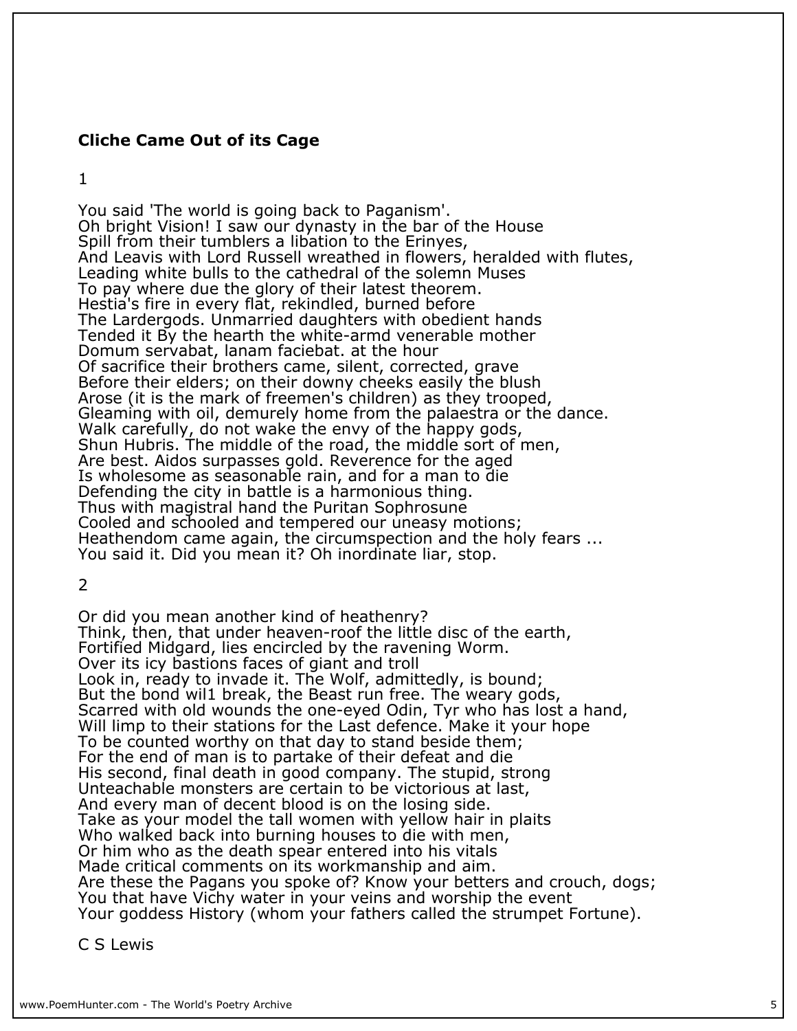## Cliche Came Out of its Cage

1

You said 'The world is going back to Paganism'.
Oh bright Vision! I saw our dynasty in the bar of the House
Spill from their tumblers a libation to the Erinyes,
And Leavis with Lord Russell wreathed in flowers, heralded with flutes,
Leading white bulls to the cathedral of the solemn Muses
To pay where due the glory of their latest theorem.
Hestia's fire in every flat, rekindled, burned before
The Lardergods. Unmarried daughters with obedient hands
Tended it By the hearth the white-armd venerable mother
Domum servabat, lanam faciebat. at the hour
Of sacrifice their brothers came, silent, corrected, grave
Before their elders; on their downy cheeks easily the blush
Arose (it is the mark of freemen's children) as they trooped,
Gleaming with oil, demurely home from the palaestra or the dance.
Walk carefully, do not wake the envy of the happy gods,
Shun Hubris. The middle of the road, the middle sort of men,
Are best. Aidos surpasses gold. Reverence for the aged
Is wholesome as seasonable rain, and for a man to die
Defending the city in battle is a harmonious thing.
Thus with magistral hand the Puritan Sophrosune
Cooled and schooled and tempered our uneasy motions;
Heathendom came again, the circumspection and the holy fears ...
You said it. Did you mean it? Oh inordinate liar, stop.

2

Or did you mean another kind of heathenry?
Think, then, that under heaven-roof the little disc of the earth,
Fortified Midgard, lies encircled by the ravening Worm.
Over its icy bastions faces of giant and troll
Look in, ready to invade it. The Wolf, admittedly, is bound;
But the bond wil1 break, the Beast run free. The weary gods,
Scarred with old wounds the one-eyed Odin, Tyr who has lost a hand,
Will limp to their stations for the Last defence. Make it your hope
To be counted worthy on that day to stand beside them;
For the end of man is to partake of their defeat and die
His second, final death in good company. The stupid, strong
Unteachable monsters are certain to be victorious at last,
And every man of decent blood is on the losing side.
Take as your model the tall women with yellow hair in plaits
Who walked back into burning houses to die with men,
Or him who as the death spear entered into his vitals
Made critical comments on its workmanship and aim.
Are these the Pagans you spoke of? Know your betters and crouch, dogs;
You that have Vichy water in your veins and worship the event
Your goddess History (whom your fathers called the strumpet Fortune).

C S Lewis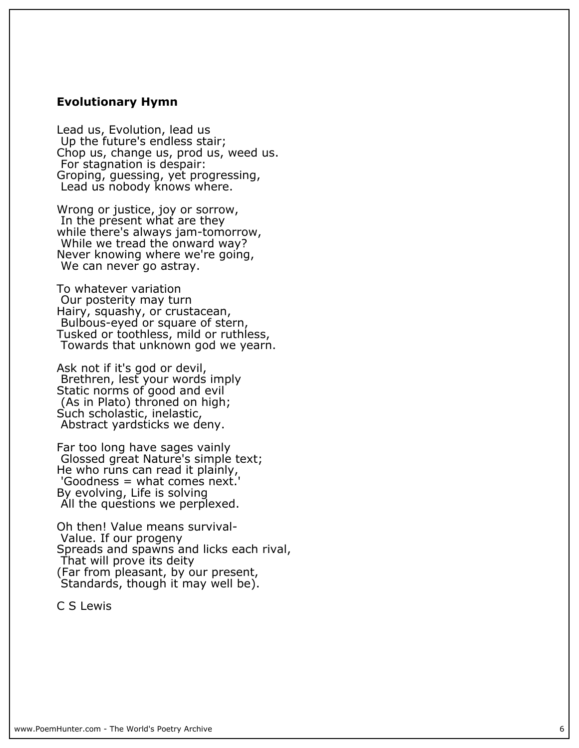**Evolutionary Hymn**

Lead us, Evolution, lead us
 Up the future's endless stair;
Chop us, change us, prod us, weed us.
 For stagnation is despair:
Groping, guessing, yet progressing,
 Lead us nobody knows where.

Wrong or justice, joy or sorrow,
 In the present what are they
while there's always jam-tomorrow,
 While we tread the onward way?
Never knowing where we're going,
 We can never go astray.

To whatever variation
 Our posterity may turn
Hairy, squashy, or crustacean,
 Bulbous-eyed or square of stern,
Tusked or toothless, mild or ruthless,
 Towards that unknown god we yearn.

Ask not if it's god or devil,
 Brethren, lest your words imply
Static norms of good and evil
 (As in Plato) throned on high;
Such scholastic, inelastic,
 Abstract yardsticks we deny.

Far too long have sages vainly
 Glossed great Nature's simple text;
He who runs can read it plainly,
 'Goodness = what comes next.'
By evolving, Life is solving
 All the questions we perplexed.

Oh then! Value means survival-
 Value. If our progeny
Spreads and spawns and licks each rival,
 That will prove its deity
(Far from pleasant, by our present,
 Standards, though it may well be).

C S Lewis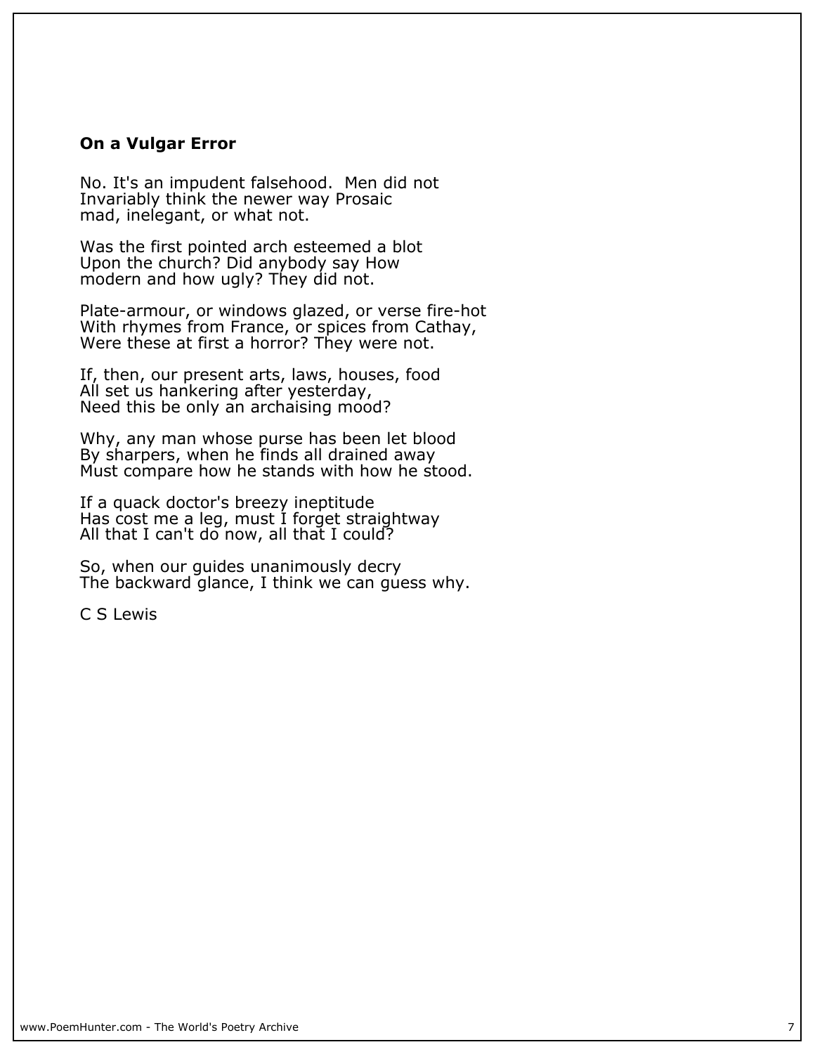**On a Vulgar Error**

No. It's an impudent falsehood.  Men did not  
Invariably think the newer way Prosaic  
mad, inelegant, or what not.

Was the first pointed arch esteemed a blot  
Upon the church? Did anybody say How  
modern and how ugly? They did not.

Plate-armour, or windows glazed, or verse fire-hot  
With rhymes from France, or spices from Cathay,  
Were these at first a horror? They were not.

If, then, our present arts, laws, houses, food  
All set us hankering after yesterday,  
Need this be only an archaising mood?

Why, any man whose purse has been let blood  
By sharpers, when he finds all drained away  
Must compare how he stands with how he stood.

If a quack doctor's breezy ineptitude  
Has cost me a leg, must I forget straightway  
All that I can't do now, all that I could?

So, when our guides unanimously decry  
The backward glance, I think we can guess why.

C S Lewis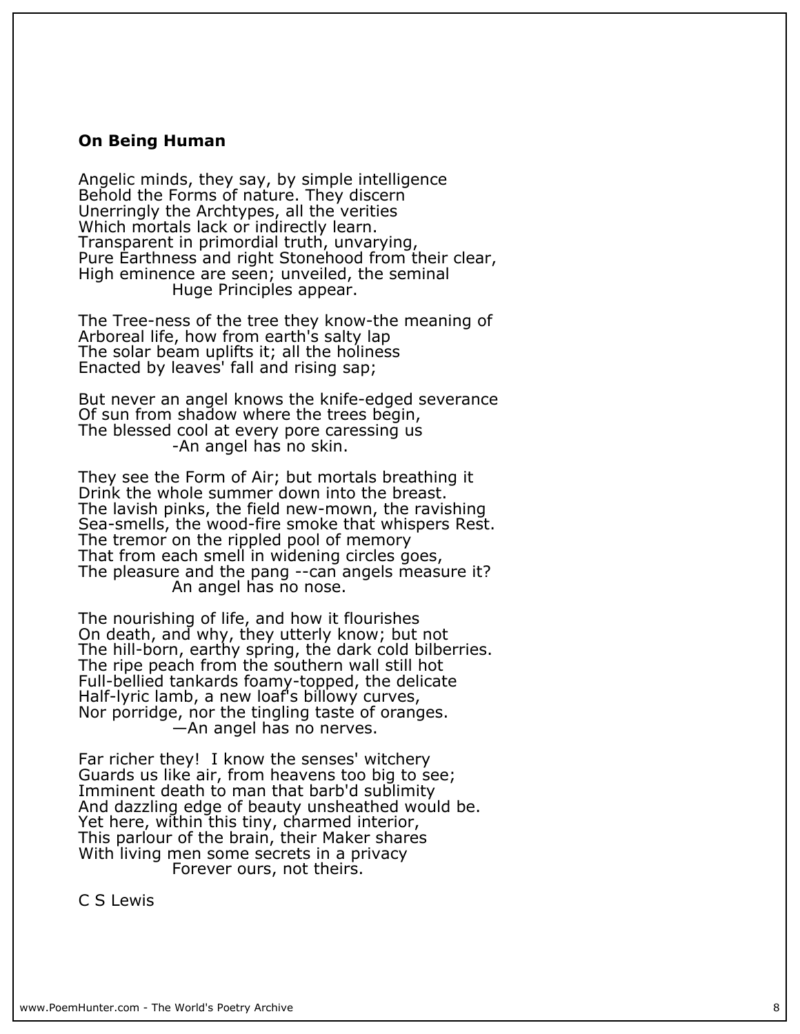**On Being Human**

Angelic minds, they say, by simple intelligence
Behold the Forms of nature. They discern
Unerringly the Archtypes, all the verities
Which mortals lack or indirectly learn.
Transparent in primordial truth, unvarying,
Pure Earthness and right Stonehood from their clear,
High eminence are seen; unveiled, the seminal
Huge Principles appear.

The Tree-ness of the tree they know-the meaning of
Arboreal life, how from earth's salty lap
The solar beam uplifts it; all the holiness
Enacted by leaves' fall and rising sap;

But never an angel knows the knife-edged severance
Of sun from shadow where the trees begin,
The blessed cool at every pore caressing us
-An angel has no skin.

They see the Form of Air; but mortals breathing it
Drink the whole summer down into the breast.
The lavish pinks, the field new-mown, the ravishing
Sea-smells, the wood-fire smoke that whispers Rest.
The tremor on the rippled pool of memory
That from each smell in widening circles goes,
The pleasure and the pang --can angels measure it?
An angel has no nose.

The nourishing of life, and how it flourishes
On death, and why, they utterly know; but not
The hill-born, earthy spring, the dark cold bilberries.
The ripe peach from the southern wall still hot
Full-bellied tankards foamy-topped, the delicate
Half-lyric lamb, a new loaf's billowy curves,
Nor porridge, nor the tingling taste of oranges.
—An angel has no nerves.

Far richer they! I know the senses' witchery
Guards us like air, from heavens too big to see;
Imminent death to man that barb'd sublimity
And dazzling edge of beauty unsheathed would be.
Yet here, within this tiny, charmed interior,
This parlour of the brain, their Maker shares
With living men some secrets in a privacy
Forever ours, not theirs.

C S Lewis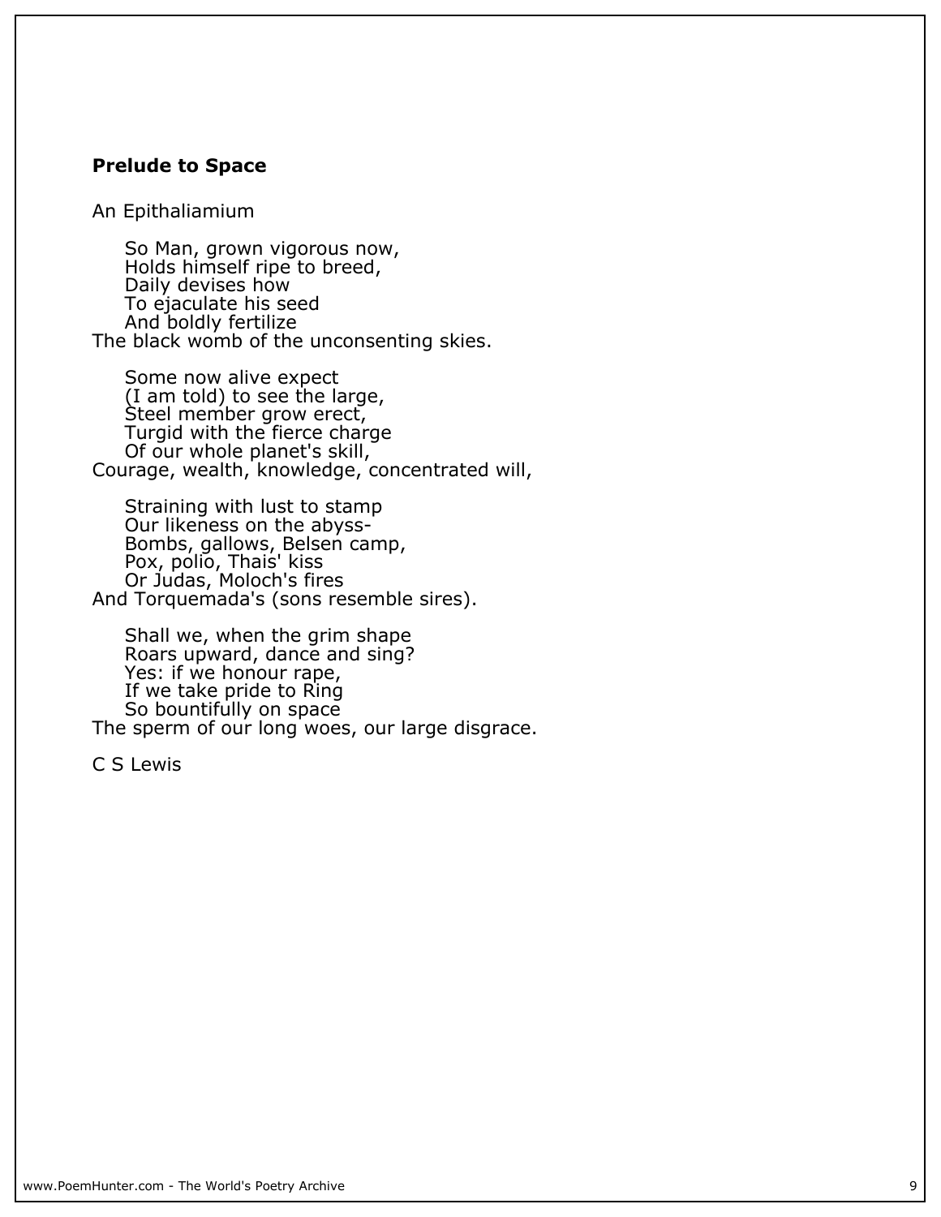**Prelude to Space**

An Epithaliamium

So Man, grown vigorous now,  
Holds himself ripe to breed,  
Daily devises how  
To ejaculate his seed  
And boldly fertilize  
The black womb of the unconsenting skies.

Some now alive expect  
(I am told) to see the large,  
Steel member grow erect,  
Turgid with the fierce charge  
Of our whole planet's skill,  
Courage, wealth, knowledge, concentrated will,

Straining with lust to stamp  
Our likeness on the abyss-  
Bombs, gallows, Belsen camp,  
Pox, polio, Thais' kiss  
Or Judas, Moloch's fires  
And Torquemada's (sons resemble sires).

Shall we, when the grim shape  
Roars upward, dance and sing?  
Yes: if we honour rape,  
If we take pride to Ring  
So bountifully on space  
The sperm of our long woes, our large disgrace.

C S Lewis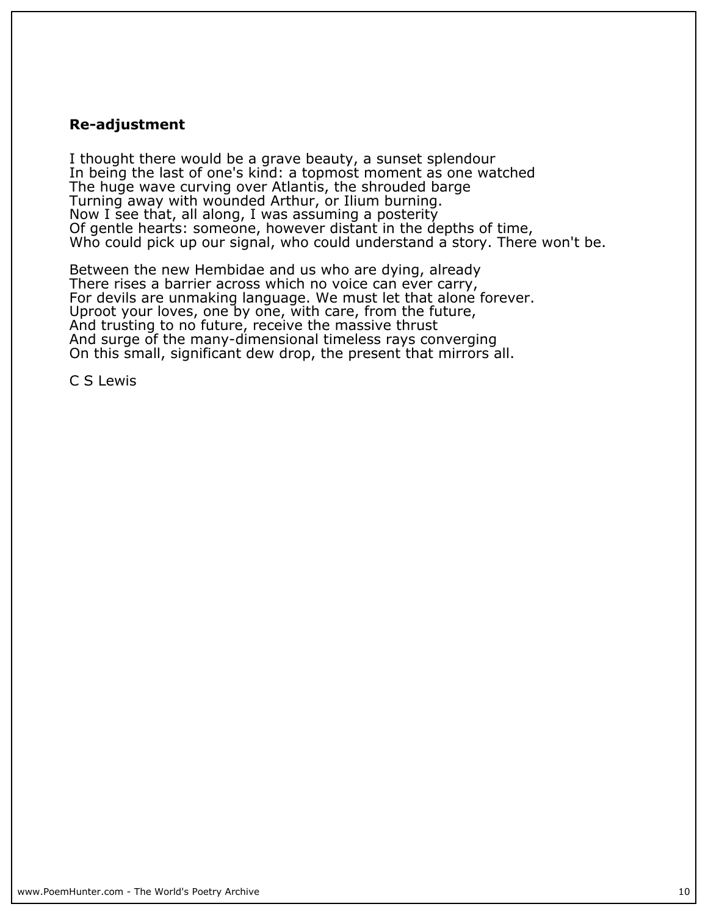**Re-adjustment**

I thought there would be a grave beauty, a sunset splendour  
In being the last of one's kind: a topmost moment as one watched  
The huge wave curving over Atlantis, the shrouded barge  
Turning away with wounded Arthur, or Ilium burning.  
Now I see that, all along, I was assuming a posterity  
Of gentle hearts: someone, however distant in the depths of time,  
Who could pick up our signal, who could understand a story. There won't be.

Between the new Hembidae and us who are dying, already  
There rises a barrier across which no voice can ever carry,  
For devils are unmaking language. We must let that alone forever.  
Uproot your loves, one by one, with care, from the future,  
And trusting to no future, receive the massive thrust  
And surge of the many-dimensional timeless rays converging  
On this small, significant dew drop, the present that mirrors all.

C S Lewis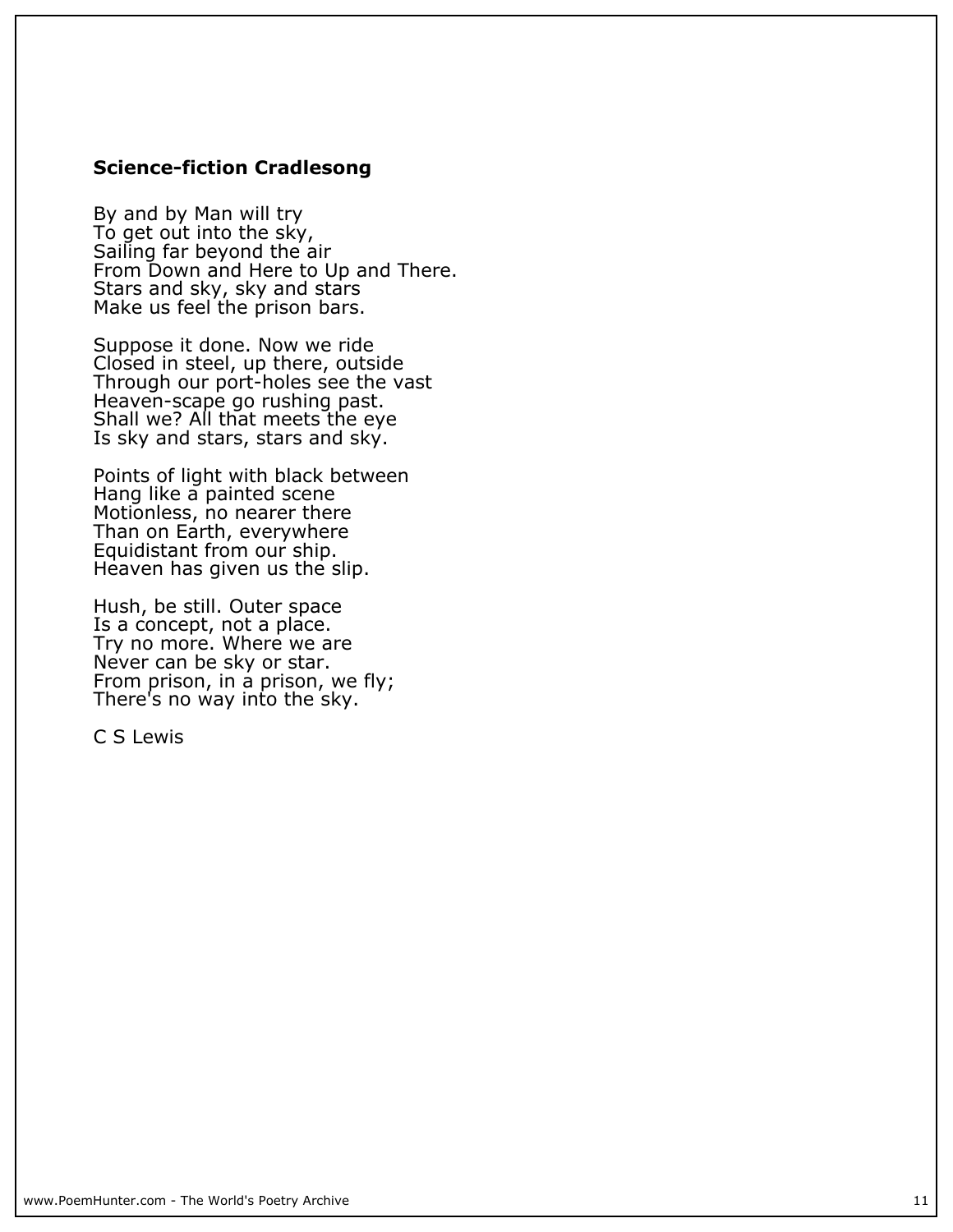**Science-fiction Cradlesong**

By and by Man will try  
To get out into the sky,  
Sailing far beyond the air  
From Down and Here to Up and There.  
Stars and sky, sky and stars  
Make us feel the prison bars.

Suppose it done. Now we ride  
Closed in steel, up there, outside  
Through our port-holes see the vast  
Heaven-scape go rushing past.  
Shall we? All that meets the eye  
Is sky and stars, stars and sky.

Points of light with black between  
Hang like a painted scene  
Motionless, no nearer there  
Than on Earth, everywhere  
Equidistant from our ship.  
Heaven has given us the slip.

Hush, be still. Outer space  
Is a concept, not a place.  
Try no more. Where we are  
Never can be sky or star.  
From prison, in a prison, we fly;  
There's no way into the sky.

C S Lewis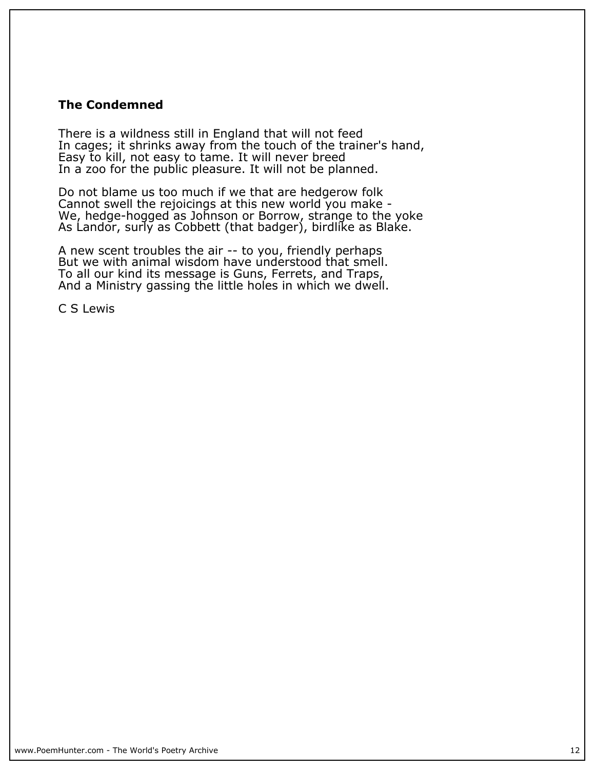## The Condemned

There is a wildness still in England that will not feed
In cages; it shrinks away from the touch of the trainer's hand,
Easy to kill, not easy to tame. It will never breed
In a zoo for the public pleasure. It will not be planned.

Do not blame us too much if we that are hedgerow folk
Cannot swell the rejoicings at this new world you make -
We, hedge-hogged as Johnson or Borrow, strange to the yoke
As Landor, surly as Cobbett (that badger), birdlike as Blake.

A new scent troubles the air -- to you, friendly perhaps
But we with animal wisdom have understood that smell.
To all our kind its message is Guns, Ferrets, and Traps,
And a Ministry gassing the little holes in which we dwell.

C S Lewis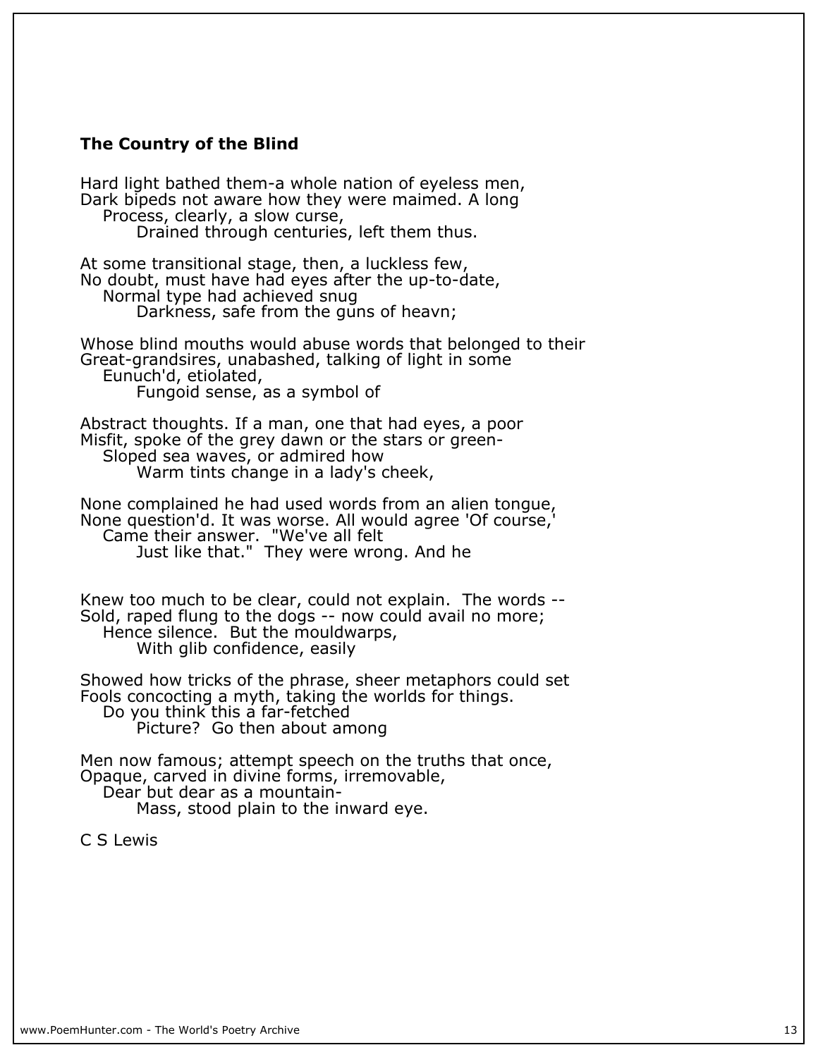## The Country of the Blind

Hard light bathed them-a whole nation of eyeless men,  
Dark bipeds not aware how they were maimed. A long  
&nbsp;&nbsp;&nbsp;&nbsp;Process, clearly, a slow curse,  
&nbsp;&nbsp;&nbsp;&nbsp;&nbsp;&nbsp;&nbsp;&nbsp;Drained through centuries, left them thus.

At some transitional stage, then, a luckless few,  
No doubt, must have had eyes after the up-to-date,  
&nbsp;&nbsp;&nbsp;&nbsp;Normal type had achieved snug  
&nbsp;&nbsp;&nbsp;&nbsp;&nbsp;&nbsp;&nbsp;&nbsp;Darkness, safe from the guns of heavn;

Whose blind mouths would abuse words that belonged to their  
Great-grandsires, unabashed, talking of light in some  
&nbsp;&nbsp;&nbsp;&nbsp;Eunuch'd, etiolated,  
&nbsp;&nbsp;&nbsp;&nbsp;&nbsp;&nbsp;&nbsp;&nbsp;Fungoid sense, as a symbol of

Abstract thoughts. If a man, one that had eyes, a poor  
Misfit, spoke of the grey dawn or the stars or green-  
&nbsp;&nbsp;&nbsp;&nbsp;Sloped sea waves, or admired how  
&nbsp;&nbsp;&nbsp;&nbsp;&nbsp;&nbsp;&nbsp;&nbsp;Warm tints change in a lady's cheek,

None complained he had used words from an alien tongue,  
None question'd. It was worse. All would agree 'Of course,'  
&nbsp;&nbsp;&nbsp;&nbsp;Came their answer. "We've all felt  
&nbsp;&nbsp;&nbsp;&nbsp;&nbsp;&nbsp;&nbsp;&nbsp;Just like that." They were wrong. And he

Knew too much to be clear, could not explain. The words --  
Sold, raped flung to the dogs -- now could avail no more;  
&nbsp;&nbsp;&nbsp;&nbsp;Hence silence. But the mouldwarps,  
&nbsp;&nbsp;&nbsp;&nbsp;&nbsp;&nbsp;&nbsp;&nbsp;With glib confidence, easily

Showed how tricks of the phrase, sheer metaphors could set  
Fools concocting a myth, taking the worlds for things.  
&nbsp;&nbsp;&nbsp;&nbsp;Do you think this a far-fetched  
&nbsp;&nbsp;&nbsp;&nbsp;&nbsp;&nbsp;&nbsp;&nbsp;Picture? Go then about among

Men now famous; attempt speech on the truths that once,  
Opaque, carved in divine forms, irremovable,  
&nbsp;&nbsp;&nbsp;&nbsp;Dear but dear as a mountain-  
&nbsp;&nbsp;&nbsp;&nbsp;&nbsp;&nbsp;&nbsp;&nbsp;Mass, stood plain to the inward eye.

C S Lewis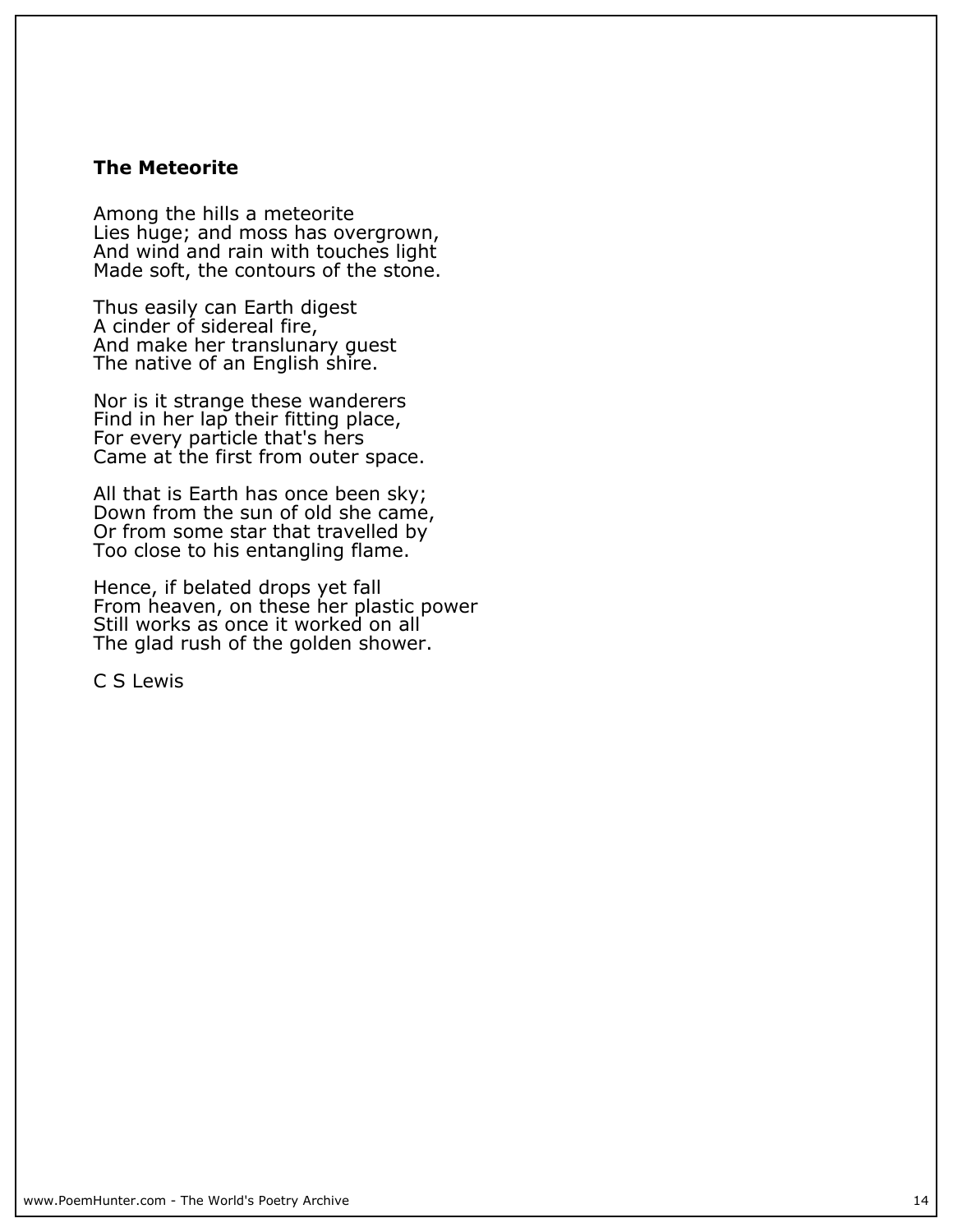**The Meteorite**

Among the hills a meteorite
Lies huge; and moss has overgrown,
And wind and rain with touches light
Made soft, the contours of the stone.

Thus easily can Earth digest
A cinder of sidereal fire,
And make her translunary guest
The native of an English shire.

Nor is it strange these wanderers
Find in her lap their fitting place,
For every particle that's hers
Came at the first from outer space.

All that is Earth has once been sky;
Down from the sun of old she came,
Or from some star that travelled by
Too close to his entangling flame.

Hence, if belated drops yet fall
From heaven, on these her plastic power
Still works as once it worked on all
The glad rush of the golden shower.

C S Lewis